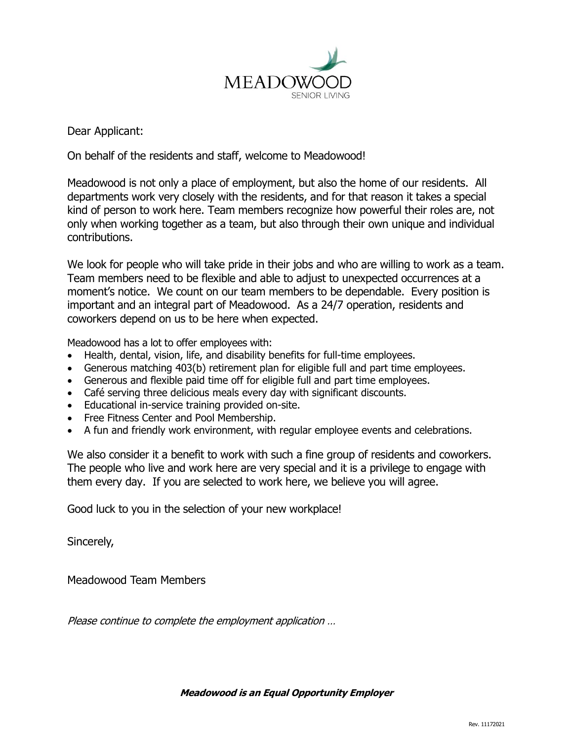MEADOWOOD
SENIOR LIVING

Dear Applicant:

On behalf of the residents and staff, welcome to Meadowood!

Meadowood is not only a place of employment, but also the home of our residents. All departments work very closely with the residents, and for that reason it takes a special kind of person to work here. Team members recognize how powerful their roles are, not only when working together as a team, but also through their own unique and individual contributions.

We look for people who will take pride in their jobs and who are willing to work as a team. Team members need to be flexible and able to adjust to unexpected occurrences at a moment's notice. We count on our team members to be dependable. Every position is important and an integral part of Meadowood. As a 24/7 operation, residents and coworkers depend on us to be here when expected.

Meadowood has a lot to offer employees with:

- Health, dental, vision, life, and disability benefits for full-time employees.
- Generous matching 403(b) retirement plan for eligible full and part time employees.
- Generous and flexible paid time off for eligible full and part time employees.
- Café serving three delicious meals every day with significant discounts.
- Educational in-service training provided on-site.
- Free Fitness Center and Pool Membership.
- A fun and friendly work environment, with regular employee events and celebrations.

We also consider it a benefit to work with such a fine group of residents and coworkers. The people who live and work here are very special and it is a privilege to engage with them every day. If you are selected to work here, we believe you will agree.

Good luck to you in the selection of your new workplace!

Sincerely,

Meadowood Team Members

*Please continue to complete the employment application …*

***Meadowood is an Equal Opportunity Employer***

Rev. 11172021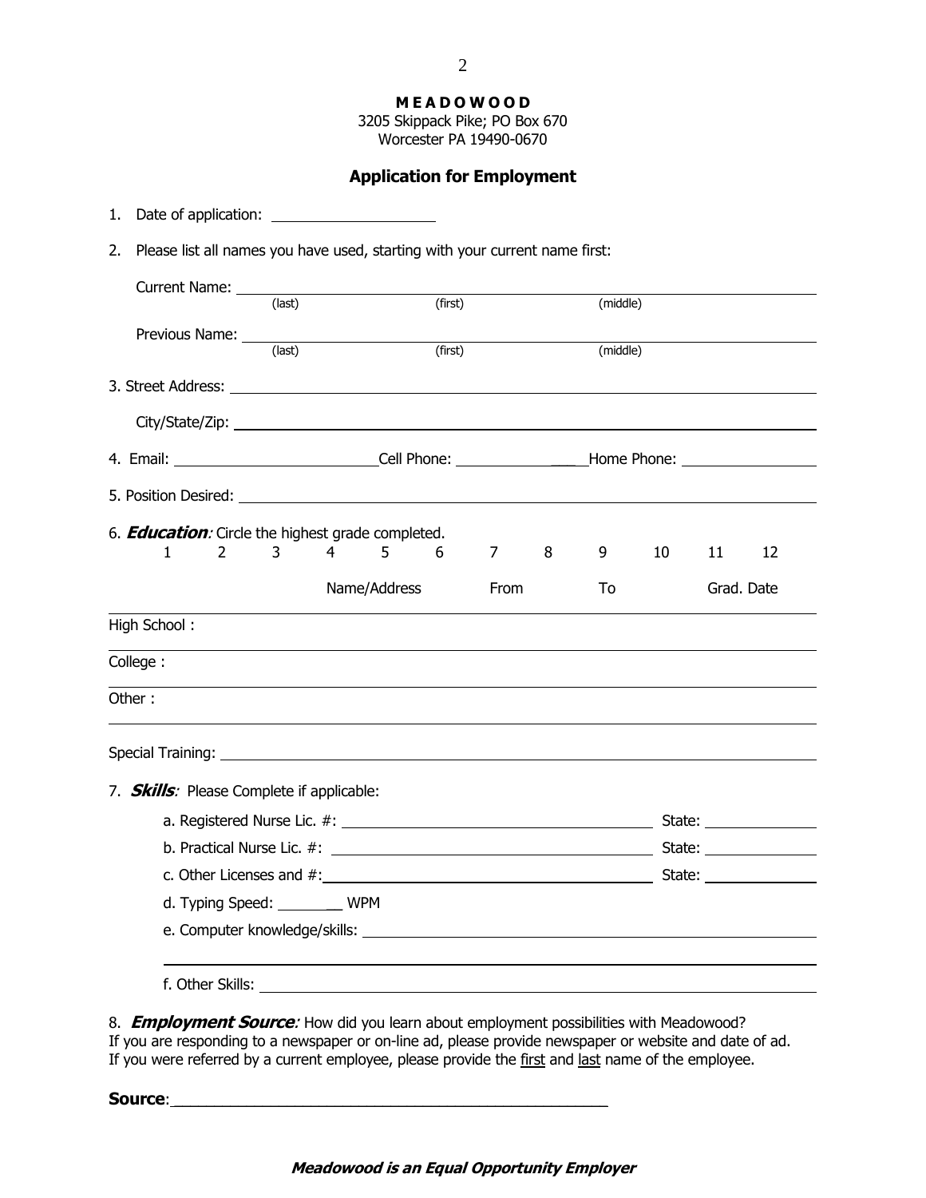**M E A D O W O O D**
3205 Skippack Pike; PO Box 670
Worcester PA 19490-0670

## Application for Employment

1. Date of application: ____________________

2. Please list all names you have used, starting with your current name first:

   Current Name: ______________________________________________
   (last) (first) (middle)

   Previous Name: ______________________________________________
   (last) (first) (middle)

3. Street Address: ______________________________________________

   City/State/Zip: ______________________________________________

4. Email: _________________________Cell Phone: _________________Home Phone: ________________

5. Position Desired: ______________________________________________

6. ***Education***: Circle the highest grade completed.

   1 2 3 4 5 6 7 8 9 10 11 12

| | Name/Address | From | To | Grad. Date |
|---|---|---|---|---|
| High School : | | | | |
| College : | | | | |
| Other : | | | | |

Special Training: ______________________________________________

7. ***Skills***: Please Complete if applicable:

   a. Registered Nurse Lic. #: ________________________________ State: ______________

   b. Practical Nurse Lic. #: ________________________________ State: ______________

   c. Other Licenses and #: ________________________________ State: ______________

   d. Typing Speed: ________ WPM

   e. Computer knowledge/skills: ______________________________________________

   ______________________________________________

   f. Other Skills: ______________________________________________

8. ***Employment Source***: How did you learn about employment possibilities with Meadowood?
If you are responding to a newspaper or on-line ad, please provide newspaper or website and date of ad.
If you were referred by a current employee, please provide the first and last name of the employee.

**Source**: ______________________________________________

***Meadowood is an Equal Opportunity Employer***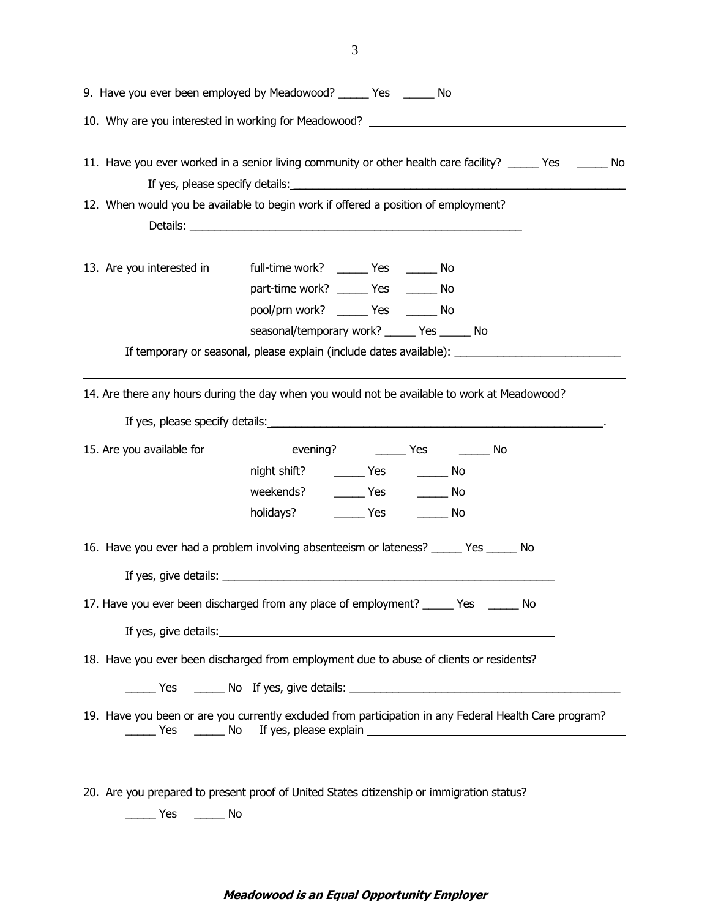9. Have you ever been employed by Meadowood? _____ Yes _____ No

10. Why are you interested in working for Meadowood? ________________________________________

________________________________________________________________________________

11. Have you ever worked in a senior living community or other health care facility? _____ Yes _____ No

    If yes, please specify details: ________________________________________________

12. When would you be available to begin work if offered a position of employment?

    Details: ____________________________________________________

13. Are you interested in
    - full-time work? _____ Yes _____ No
    - part-time work? _____ Yes _____ No
    - pool/prn work? _____ Yes _____ No
    - seasonal/temporary work? _____ Yes _____ No

    If temporary or seasonal, please explain (include dates available): ___________________________

________________________________________________________________________________

14. Are there any hours during the day when you would not be available to work at Meadowood?

    If yes, please specify details: ____________________________________________________.

15. Are you available for
    - evening? _____ Yes _____ No
    - night shift? _____ Yes _____ No
    - weekends? _____ Yes _____ No
    - holidays? _____ Yes _____ No

16. Have you ever had a problem involving absenteeism or lateness? _____ Yes _____ No

    If yes, give details: ____________________________________________________

17. Have you ever been discharged from any place of employment? _____ Yes _____ No

    If yes, give details: ____________________________________________________

18. Have you ever been discharged from employment due to abuse of clients or residents?

    _____ Yes _____ No If yes, give details: ________________________________________

19. Have you been or are you currently excluded from participation in any Federal Health Care program?
    _____ Yes _____ No If yes, please explain ________________________________________

________________________________________________________________________________

________________________________________________________________________________

20. Are you prepared to present proof of United States citizenship or immigration status?

    _____ Yes _____ No

***Meadowood is an Equal Opportunity Employer***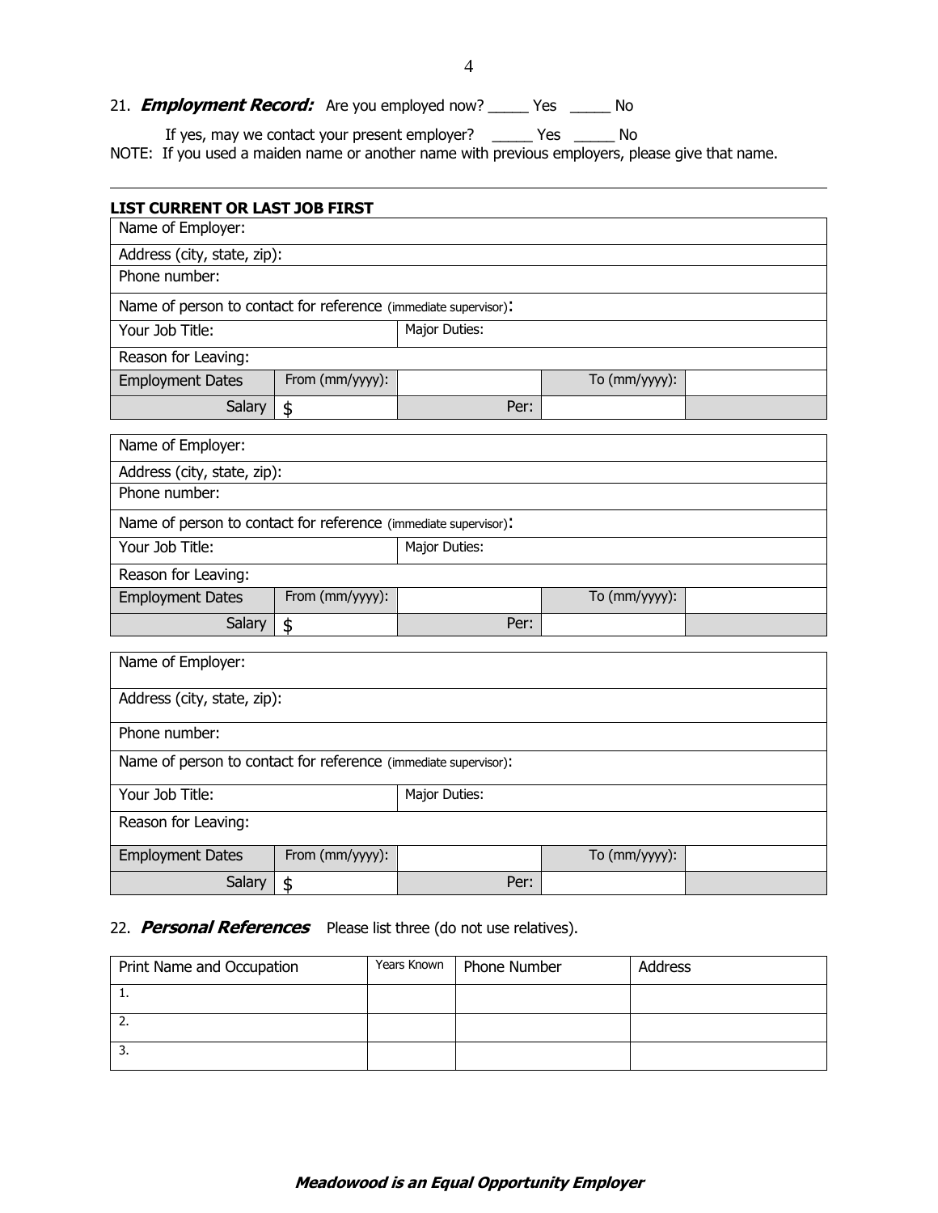21. ***Employment Record:*** Are you employed now? _____ Yes _____ No

If yes, may we contact your present employer? _____ Yes _____ No

NOTE: If you used a maiden name or another name with previous employers, please give that name.

---

**LIST CURRENT OR LAST JOB FIRST**

| Name of Employer: | | | | |
|---|---|---|---|---|
| Address (city, state, zip): | | | | |
| Phone number: | | | | |
| Name of person to contact for reference (immediate supervisor): | | | | |
| Your Job Title: | | Major Duties: | | |
| Reason for Leaving: | | | | |
| Employment Dates | From (mm/yyyy): | | To (mm/yyyy): | |
| Salary | $ | Per: | | |

| Name of Employer: | | | | |
|---|---|---|---|---|
| Address (city, state, zip): | | | | |
| Phone number: | | | | |
| Name of person to contact for reference (immediate supervisor): | | | | |
| Your Job Title: | | Major Duties: | | |
| Reason for Leaving: | | | | |
| Employment Dates | From (mm/yyyy): | | To (mm/yyyy): | |
| Salary | $ | Per: | | |

| Name of Employer: | | | | |
|---|---|---|---|---|
| Address (city, state, zip): | | | | |
| Phone number: | | | | |
| Name of person to contact for reference (immediate supervisor): | | | | |
| Your Job Title: | | Major Duties: | | |
| Reason for Leaving: | | | | |
| Employment Dates | From (mm/yyyy): | | To (mm/yyyy): | |
| Salary | $ | Per: | | |

22. ***Personal References*** Please list three (do not use relatives).

| Print Name and Occupation | Years Known | Phone Number | Address |
|---|---|---|---|
| 1. | | | |
| 2. | | | |
| 3. | | | |

***Meadowood is an Equal Opportunity Employer***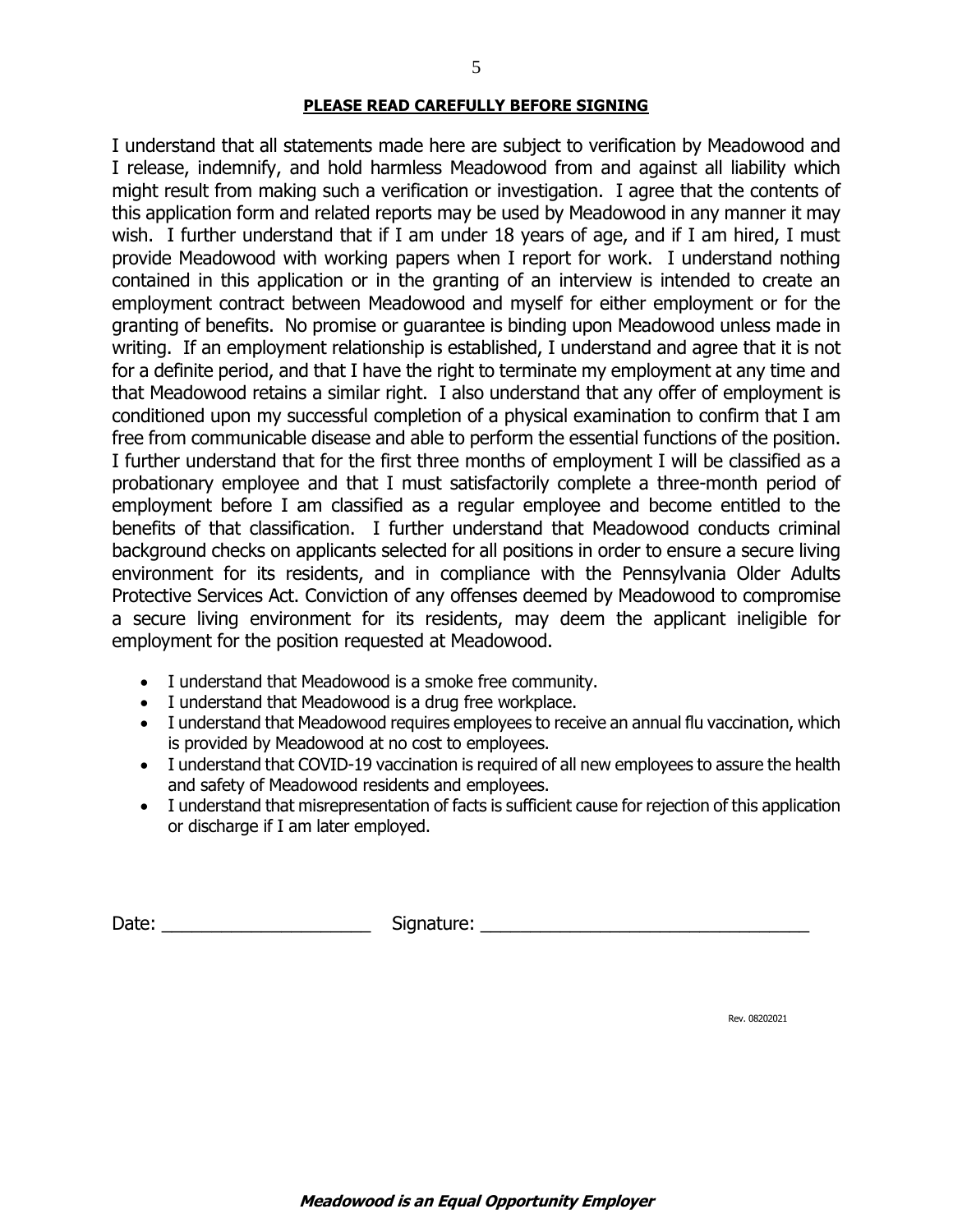**PLEASE READ CAREFULLY BEFORE SIGNING**

I understand that all statements made here are subject to verification by Meadowood and I release, indemnify, and hold harmless Meadowood from and against all liability which might result from making such a verification or investigation. I agree that the contents of this application form and related reports may be used by Meadowood in any manner it may wish. I further understand that if I am under 18 years of age, and if I am hired, I must provide Meadowood with working papers when I report for work. I understand nothing contained in this application or in the granting of an interview is intended to create an employment contract between Meadowood and myself for either employment or for the granting of benefits. No promise or guarantee is binding upon Meadowood unless made in writing. If an employment relationship is established, I understand and agree that it is not for a definite period, and that I have the right to terminate my employment at any time and that Meadowood retains a similar right. I also understand that any offer of employment is conditioned upon my successful completion of a physical examination to confirm that I am free from communicable disease and able to perform the essential functions of the position. I further understand that for the first three months of employment I will be classified as a probationary employee and that I must satisfactorily complete a three-month period of employment before I am classified as a regular employee and become entitled to the benefits of that classification. I further understand that Meadowood conducts criminal background checks on applicants selected for all positions in order to ensure a secure living environment for its residents, and in compliance with the Pennsylvania Older Adults Protective Services Act. Conviction of any offenses deemed by Meadowood to compromise a secure living environment for its residents, may deem the applicant ineligible for employment for the position requested at Meadowood.

- I understand that Meadowood is a smoke free community.
- I understand that Meadowood is a drug free workplace.
- I understand that Meadowood requires employees to receive an annual flu vaccination, which is provided by Meadowood at no cost to employees.
- I understand that COVID-19 vaccination is required of all new employees to assure the health and safety of Meadowood residents and employees.
- I understand that misrepresentation of facts is sufficient cause for rejection of this application or discharge if I am later employed.

Date: ____________________ Signature: ________________________________

Rev. 08202021

***Meadowood is an Equal Opportunity Employer***